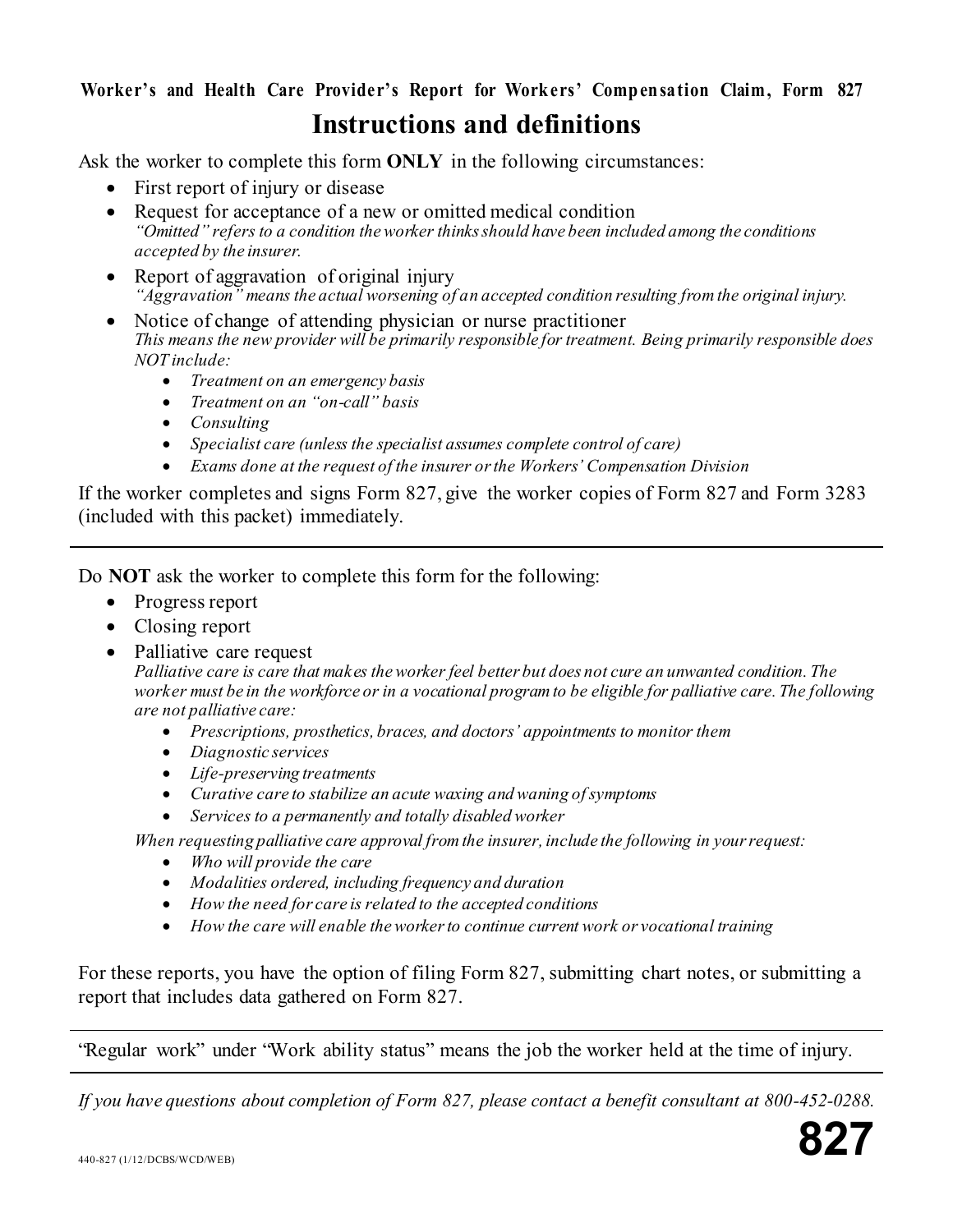**Worker's and Health Care Provider's Report for Workers' Compensation Claim, Form 827**

# Instructions and definitions

Ask the worker to complete this form **ONLY** in the following circumstances:

- First report of injury or disease
- Request for acceptance of a new or omitted medical condition
  *"Omitted" refers to a condition the worker thinks should have been included among the conditions accepted by the insurer.*
- Report of aggravation of original injury
  *"Aggravation" means the actual worsening of an accepted condition resulting from the original injury.*
- Notice of change of attending physician or nurse practitioner
  *This means the new provider will be primarily responsible for treatment. Being primarily responsible does NOT include:*
  - *Treatment on an emergency basis*
  - *Treatment on an "on-call" basis*
  - *Consulting*
  - *Specialist care (unless the specialist assumes complete control of care)*
  - *Exams done at the request of the insurer or the Workers' Compensation Division*

If the worker completes and signs Form 827, give the worker copies of Form 827 and Form 3283 (included with this packet) immediately.

---

Do **NOT** ask the worker to complete this form for the following:

- Progress report
- Closing report
- Palliative care request
  *Palliative care is care that makes the worker feel better but does not cure an unwanted condition. The worker must be in the workforce or in a vocational program to be eligible for palliative care. The following are not palliative care:*
  - *Prescriptions, prosthetics, braces, and doctors' appointments to monitor them*
  - *Diagnostic services*
  - *Life-preserving treatments*
  - *Curative care to stabilize an acute waxing and waning of symptoms*
  - *Services to a permanently and totally disabled worker*

  *When requesting palliative care approval from the insurer, include the following in your request:*
  - *Who will provide the care*
  - *Modalities ordered, including frequency and duration*
  - *How the need for care is related to the accepted conditions*
  - *How the care will enable the worker to continue current work or vocational training*

For these reports, you have the option of filing Form 827, submitting chart notes, or submitting a report that includes data gathered on Form 827.

---

"Regular work" under "Work ability status" means the job the worker held at the time of injury.

---

*If you have questions about completion of Form 827, please contact a benefit consultant at 800-452-0288.*

440-827 (1/12/DCBS/WCD/WEB)

**827**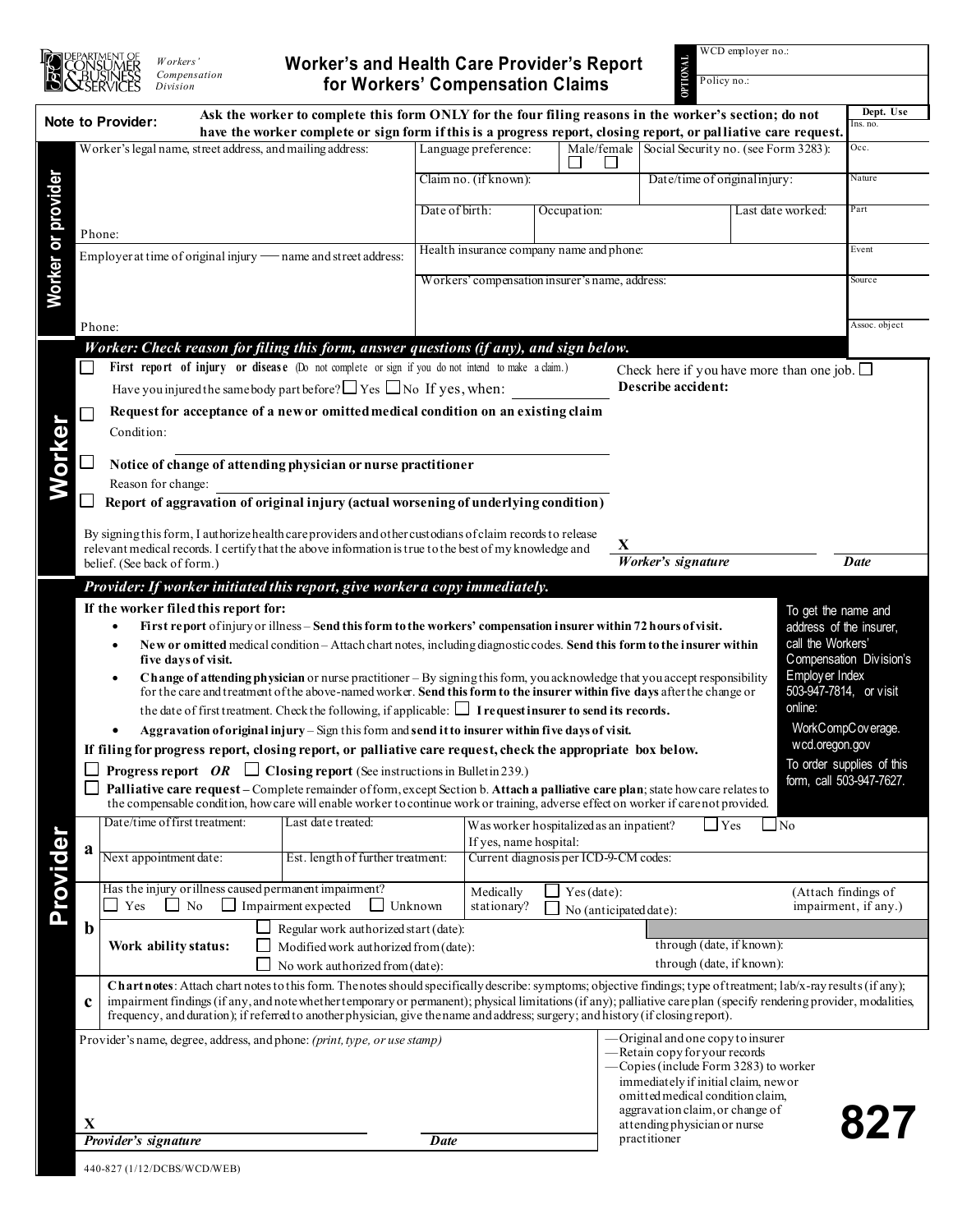DEPARTMENT OF CONSUMER & BUSINESS SERVICES — *Workers' Compensation Division*

# Worker's and Health Care Provider's Report for Workers' Compensation Claims

OPTIONAL: WCD employer no.: | Policy no.:

**Note to Provider:** **Ask the worker to complete this form ONLY for the four filing reasons in the worker's section; do not have the worker complete or sign form if this is a progress report, closing report, or palliative care request.**

Dept. Use: Ins. no. | Occ. | Nature | Part | Event | Source | Assoc. object

## Worker or provider

| | | | | |
|---|---|---|---|---|
| Worker's legal name, street address, and mailing address: | Language preference: | Male/female ☐ ☐ | Social Security no. (see Form 3283): | |
| | Claim no. (if known): | | Date/time of original injury: | |
| | Date of birth: | Occupation: | | Last date worked: |
| Phone: | | | | |
| Employer at time of original injury — name and street address: | Health insurance company name and phone: | | | |
| | Workers' compensation insurer's name, address: | | | |
| Phone: | | | | |

## Worker

***Worker: Check reason for filing this form, answer questions (if any), and sign below.***

☐ **First report of injury or disease** (Do not complete or sign if you do not intend to make a claim.)
Have you injured the same body part before? ☐ Yes ☐ No If yes, when: ______

Check here if you have more than one job. ☐
**Describe accident:**

☐ **Request for acceptance of a new or omitted medical condition on an existing claim**
Condition: ______

☐ **Notice of change of attending physician or nurse practitioner**
Reason for change: ______

☐ **Report of aggravation of original injury (actual worsening of underlying condition)**

By signing this form, I authorize health care providers and other custodians of claim records to release relevant medical records. I certify that the above information is true to the best of my knowledge and belief. (See back of form.)

X ______ ***Worker's signature*** ***Date***

## Provider

***Provider: If worker initiated this report, give worker a copy immediately.***

**If the worker filed this report for:**

- **First report** of injury or illness – **Send this form to the workers' compensation insurer within 72 hours of visit.**
- **New or omitted** medical condition – Attach chart notes, including diagnostic codes. **Send this form to the insurer within five days of visit.**
- **Change of attending physician** or nurse practitioner – By signing this form, you acknowledge that you accept responsibility for the care and treatment of the above-named worker. **Send this form to the insurer within five days** after the change or the date of first treatment. Check the following, if applicable: ☐ **I request insurer to send its records.**
- **Aggravation of original injury** – Sign this form and **send it to insurer within five days of visit.**

**If filing for progress report, closing report, or palliative care request, check the appropriate box below.**

☐ **Progress report** ***OR*** ☐ **Closing report** (See instructions in Bulletin 239.)

☐ **Palliative care request** – Complete remainder of form, except Section b. **Attach a palliative care plan**; state how care relates to the compensable condition, how care will enable worker to continue work or training, adverse effect on worker if care not provided.

To get the name and address of the insurer, call the Workers' Compensation Division's Employer Index 503-947-7814, or visit online: WorkCompCoverage.wcd.oregon.gov

To order supplies of this form, call 503-947-7627.

**a**

| | | |
|---|---|---|
| Date/time of first treatment: | Last date treated: | Was worker hospitalized as an inpatient? ☐ Yes ☐ No<br>If yes, name hospital: |
| Next appointment date: | Est. length of further treatment: | Current diagnosis per ICD-9-CM codes: |

**b**

Has the injury or illness caused permanent impairment? ☐ Yes ☐ No ☐ Impairment expected ☐ Unknown

Medically stationary? ☐ Yes (date): ☐ No (anticipated date): (Attach findings of impairment, if any.)

**Work ability status:**
☐ Regular work authorized start (date):
☐ Modified work authorized from (date): through (date, if known):
☐ No work authorized from (date): through (date, if known):

**c** **Chart notes**: Attach chart notes to this form. The notes should specifically describe: symptoms; objective findings; type of treatment; lab/x-ray results (if any); impairment findings (if any, and note whether temporary or permanent); physical limitations (if any); palliative care plan (specify rendering provider, modalities, frequency, and duration); if referred to another physician, give the name and address; surgery; and history (if closing report).

Provider's name, degree, address, and phone: *(print, type, or use stamp)*

X ______ ***Provider's signature*** ***Date***

— Original and one copy to insurer
— Retain copy for your records
— Copies (include Form 3283) to worker immediately if initial claim, new or omitted medical condition claim, aggravation claim, or change of attending physician or nurse practitioner

**827**

440-827 (1/12/DCBS/WCD/WEB)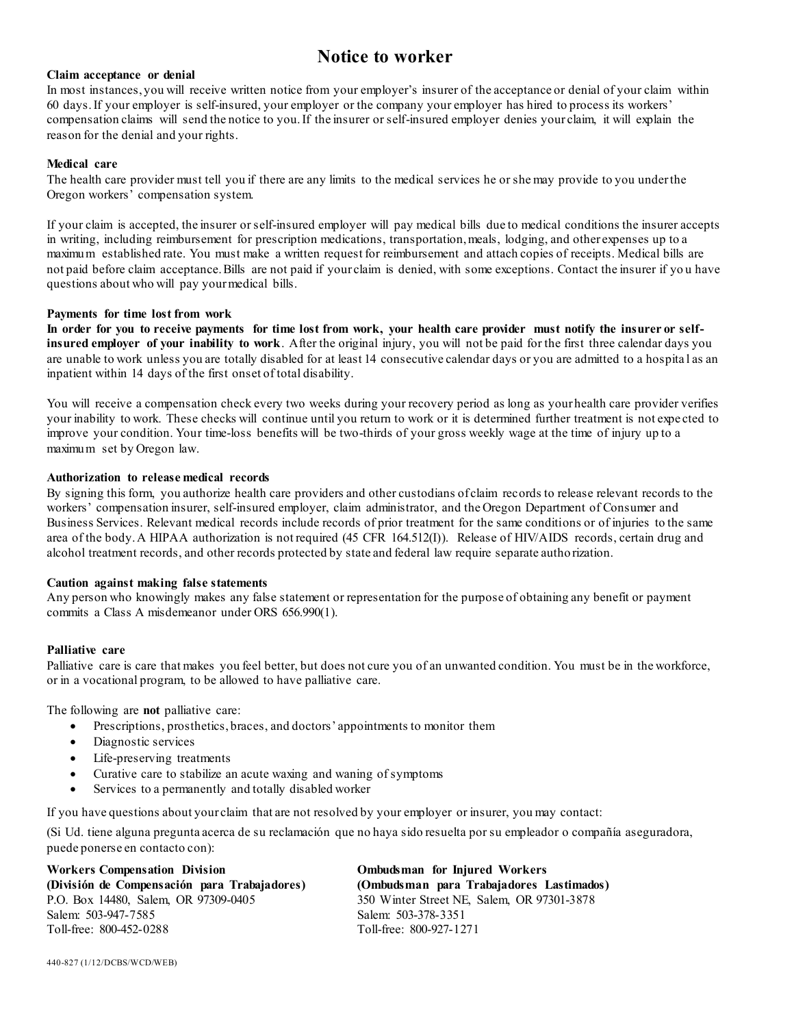# Notice to worker

**Claim acceptance or denial**

In most instances, you will receive written notice from your employer's insurer of the acceptance or denial of your claim within 60 days. If your employer is self-insured, your employer or the company your employer has hired to process its workers' compensation claims will send the notice to you. If the insurer or self-insured employer denies your claim, it will explain the reason for the denial and your rights.

**Medical care**

The health care provider must tell you if there are any limits to the medical services he or she may provide to you under the Oregon workers' compensation system.

If your claim is accepted, the insurer or self-insured employer will pay medical bills due to medical conditions the insurer accepts in writing, including reimbursement for prescription medications, transportation, meals, lodging, and other expenses up to a maximum established rate. You must make a written request for reimbursement and attach copies of receipts. Medical bills are not paid before claim acceptance. Bills are not paid if your claim is denied, with some exceptions. Contact the insurer if you have questions about who will pay your medical bills.

**Payments for time lost from work**

**In order for you to receive payments for time lost from work, your health care provider must notify the insurer or self-insured employer of your inability to work**. After the original injury, you will not be paid for the first three calendar days you are unable to work unless you are totally disabled for at least 14 consecutive calendar days or you are admitted to a hospital as an inpatient within 14 days of the first onset of total disability.

You will receive a compensation check every two weeks during your recovery period as long as your health care provider verifies your inability to work. These checks will continue until you return to work or it is determined further treatment is not expected to improve your condition. Your time-loss benefits will be two-thirds of your gross weekly wage at the time of injury up to a maximum set by Oregon law.

**Authorization to release medical records**

By signing this form, you authorize health care providers and other custodians of claim records to release relevant records to the workers' compensation insurer, self-insured employer, claim administrator, and the Oregon Department of Consumer and Business Services. Relevant medical records include records of prior treatment for the same conditions or of injuries to the same area of the body. A HIPAA authorization is not required (45 CFR 164.512(I)). Release of HIV/AIDS records, certain drug and alcohol treatment records, and other records protected by state and federal law require separate authorization.

**Caution against making false statements**

Any person who knowingly makes any false statement or representation for the purpose of obtaining any benefit or payment commits a Class A misdemeanor under ORS 656.990(1).

**Palliative care**

Palliative care is care that makes you feel better, but does not cure you of an unwanted condition. You must be in the workforce, or in a vocational program, to be allowed to have palliative care.

The following are **not** palliative care:

- Prescriptions, prosthetics, braces, and doctors' appointments to monitor them
- Diagnostic services
- Life-preserving treatments
- Curative care to stabilize an acute waxing and waning of symptoms
- Services to a permanently and totally disabled worker

If you have questions about your claim that are not resolved by your employer or insurer, you may contact:

(Si Ud. tiene alguna pregunta acerca de su reclamación que no haya sido resuelta por su empleador o compañía aseguradora, puede ponerse en contacto con):

**Workers Compensation Division**
**(División de Compensación para Trabajadores)**
P.O. Box 14480, Salem, OR 97309-0405
Salem: 503-947-7585
Toll-free: 800-452-0288

**Ombudsman for Injured Workers**
**(Ombudsman para Trabajadores Lastimados)**
350 Winter Street NE, Salem, OR 97301-3878
Salem: 503-378-3351
Toll-free: 800-927-1271

440-827 (1/12/DCBS/WCD/WEB)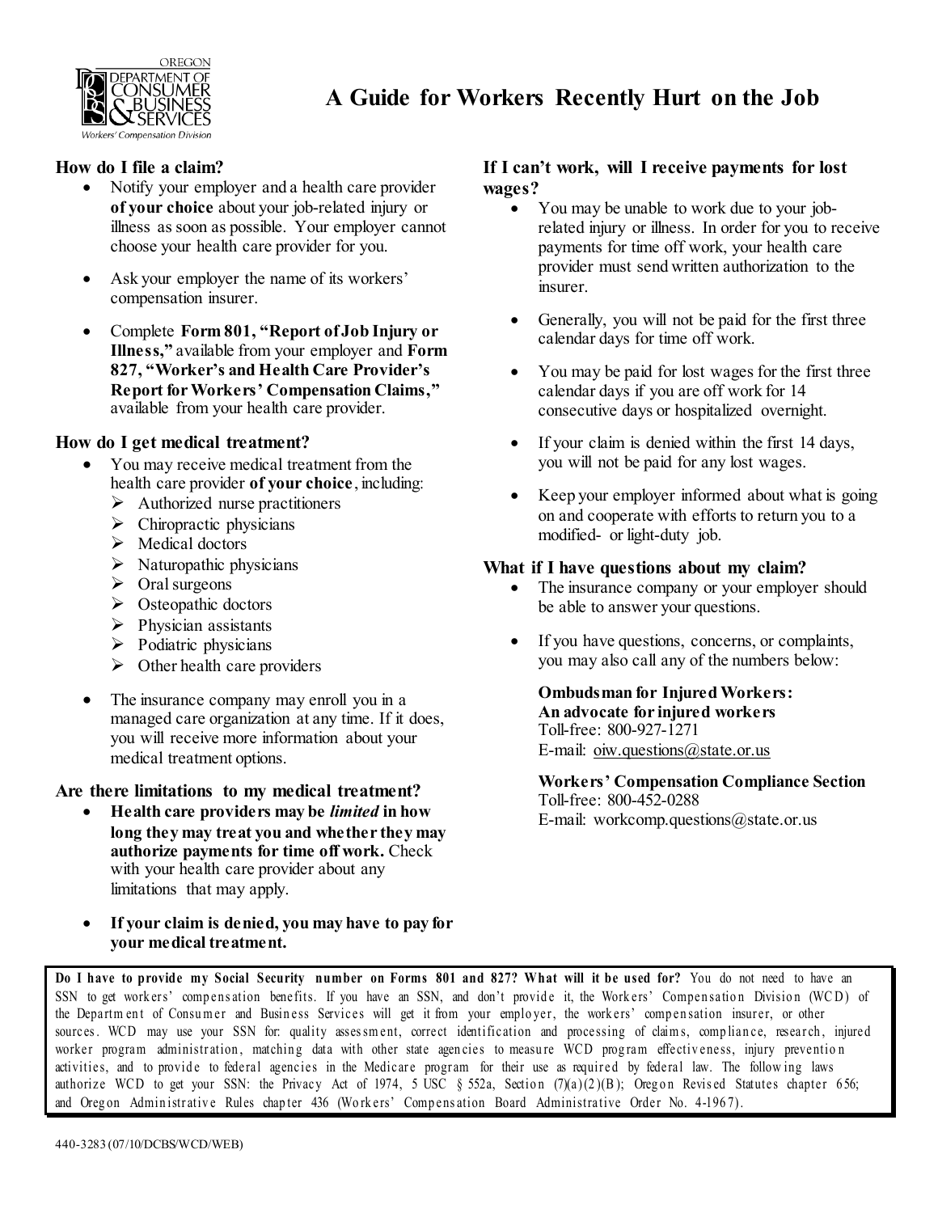OREGON DEPARTMENT OF CONSUMER & BUSINESS SERVICES

*Workers' Compensation Division*

# A Guide for Workers Recently Hurt on the Job

### How do I file a claim?

- Notify your employer and a health care provider **of your choice** about your job-related injury or illness as soon as possible. Your employer cannot choose your health care provider for you.
- Ask your employer the name of its workers' compensation insurer.
- Complete **Form 801, "Report of Job Injury or Illness,"** available from your employer and **Form 827, "Worker's and Health Care Provider's Report for Workers' Compensation Claims,"** available from your health care provider.

### How do I get medical treatment?

- You may receive medical treatment from the health care provider **of your choice**, including:
  - Authorized nurse practitioners
  - Chiropractic physicians
  - Medical doctors
  - Naturopathic physicians
  - Oral surgeons
  - Osteopathic doctors
  - Physician assistants
  - Podiatric physicians
  - Other health care providers
- The insurance company may enroll you in a managed care organization at any time. If it does, you will receive more information about your medical treatment options.

### Are there limitations to my medical treatment?

- **Health care providers may be *limited* in how long they may treat you and whether they may authorize payments for time off work.** Check with your health care provider about any limitations that may apply.
- **If your claim is denied, you may have to pay for your medical treatment.**

### If I can't work, will I receive payments for lost wages?

- You may be unable to work due to your job-related injury or illness. In order for you to receive payments for time off work, your health care provider must send written authorization to the insurer.
- Generally, you will not be paid for the first three calendar days for time off work.
- You may be paid for lost wages for the first three calendar days if you are off work for 14 consecutive days or hospitalized overnight.
- If your claim is denied within the first 14 days, you will not be paid for any lost wages.
- Keep your employer informed about what is going on and cooperate with efforts to return you to a modified- or light-duty job.

### What if I have questions about my claim?

- The insurance company or your employer should be able to answer your questions.
- If you have questions, concerns, or complaints, you may also call any of the numbers below:

**Ombudsman for Injured Workers:**
**An advocate for injured workers**
Toll-free: 800-927-1271
E-mail: oiw.questions@state.or.us

**Workers' Compensation Compliance Section**
Toll-free: 800-452-0288
E-mail: workcomp.questions@state.or.us

**Do I have to provide my Social Security number on Forms 801 and 827? What will it be used for?** You do not need to have an SSN to get workers' compensation benefits. If you have an SSN, and don't provide it, the Workers' Compensation Division (WCD) of the Department of Consumer and Business Services will get it from your employer, the workers' compensation insurer, or other sources. WCD may use your SSN for: quality assessment, correct identification and processing of claims, compliance, research, injured worker program administration, matching data with other state agencies to measure WCD program effectiveness, injury prevention activities, and to provide to federal agencies in the Medicare program for their use as required by federal law. The following laws authorize WCD to get your SSN: the Privacy Act of 1974, 5 USC § 552a, Section (7)(a)(2)(B); Oregon Revised Statutes chapter 656; and Oregon Administrative Rules chapter 436 (Workers' Compensation Board Administrative Order No. 4-1967).

440-3283 (07/10/DCBS/WCD/WEB)